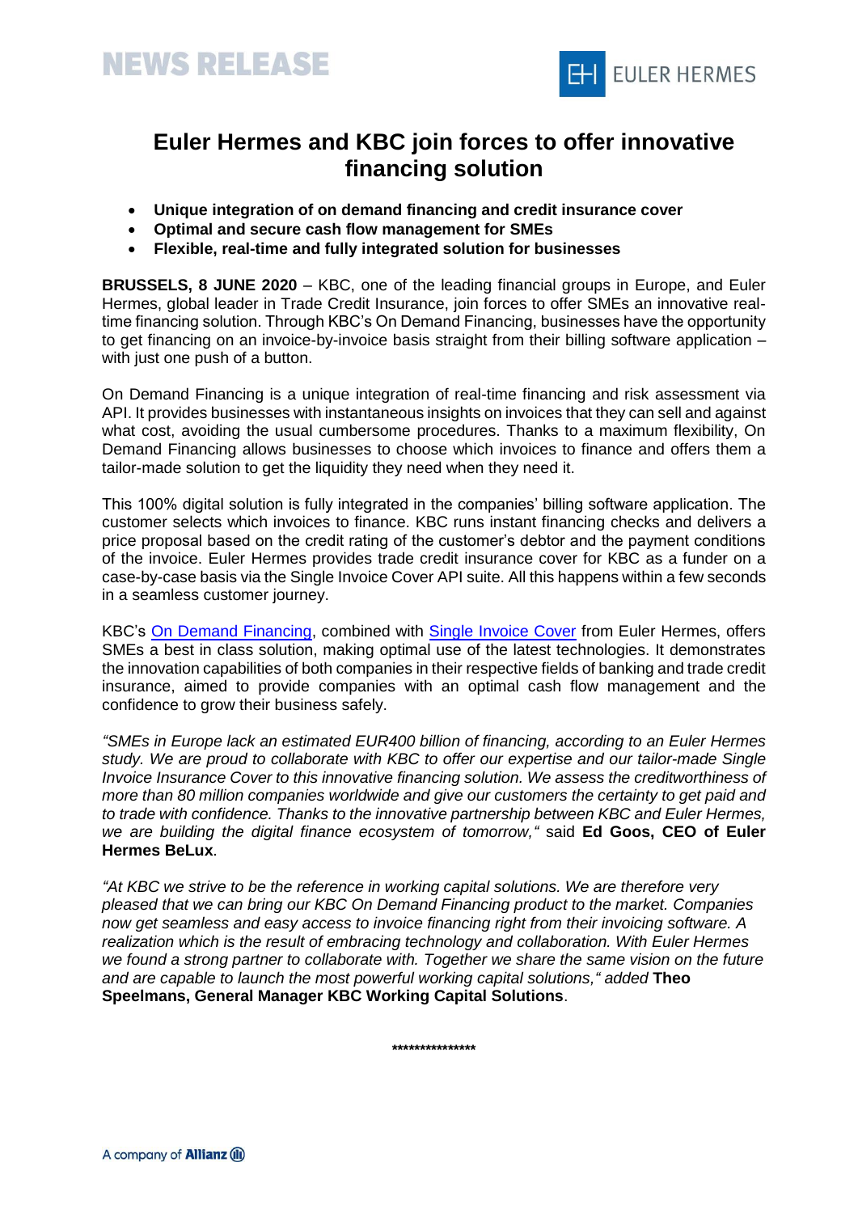NEWS RELEASE

# Euler Hermes and KBC join forces to offer innovative financing solution

- **Unique integration of on demand financing and credit insurance cover**
- **Optimal and secure cash flow management for SMEs**
- **Flexible, real-time and fully integrated solution for businesses**

**BRUSSELS, 8 JUNE 2020** – KBC, one of the leading financial groups in Europe, and Euler Hermes, global leader in Trade Credit Insurance, join forces to offer SMEs an innovative real-time financing solution. Through KBC's On Demand Financing, businesses have the opportunity to get financing on an invoice-by-invoice basis straight from their billing software application – with just one push of a button.

On Demand Financing is a unique integration of real-time financing and risk assessment via API. It provides businesses with instantaneous insights on invoices that they can sell and against what cost, avoiding the usual cumbersome procedures. Thanks to a maximum flexibility, On Demand Financing allows businesses to choose which invoices to finance and offers them a tailor-made solution to get the liquidity they need when they need it.

This 100% digital solution is fully integrated in the companies' billing software application. The customer selects which invoices to finance. KBC runs instant financing checks and delivers a price proposal based on the credit rating of the customer's debtor and the payment conditions of the invoice. Euler Hermes provides trade credit insurance cover for KBC as a funder on a case-by-case basis via the Single Invoice Cover API suite. All this happens within a few seconds in a seamless customer journey.

KBC's On Demand Financing, combined with Single Invoice Cover from Euler Hermes, offers SMEs a best in class solution, making optimal use of the latest technologies. It demonstrates the innovation capabilities of both companies in their respective fields of banking and trade credit insurance, aimed to provide companies with an optimal cash flow management and the confidence to grow their business safely.

*"SMEs in Europe lack an estimated EUR400 billion of financing, according to an Euler Hermes study. We are proud to collaborate with KBC to offer our expertise and our tailor-made Single Invoice Insurance Cover to this innovative financing solution. We assess the creditworthiness of more than 80 million companies worldwide and give our customers the certainty to get paid and to trade with confidence. Thanks to the innovative partnership between KBC and Euler Hermes, we are building the digital finance ecosystem of tomorrow,"* said **Ed Goos, CEO of Euler Hermes BeLux**.

*"At KBC we strive to be the reference in working capital solutions. We are therefore very pleased that we can bring our KBC On Demand Financing product to the market. Companies now get seamless and easy access to invoice financing right from their invoicing software. A realization which is the result of embracing technology and collaboration. With Euler Hermes we found a strong partner to collaborate with. Together we share the same vision on the future and are capable to launch the most powerful working capital solutions,"* added **Theo Speelmans, General Manager KBC Working Capital Solutions**.

***************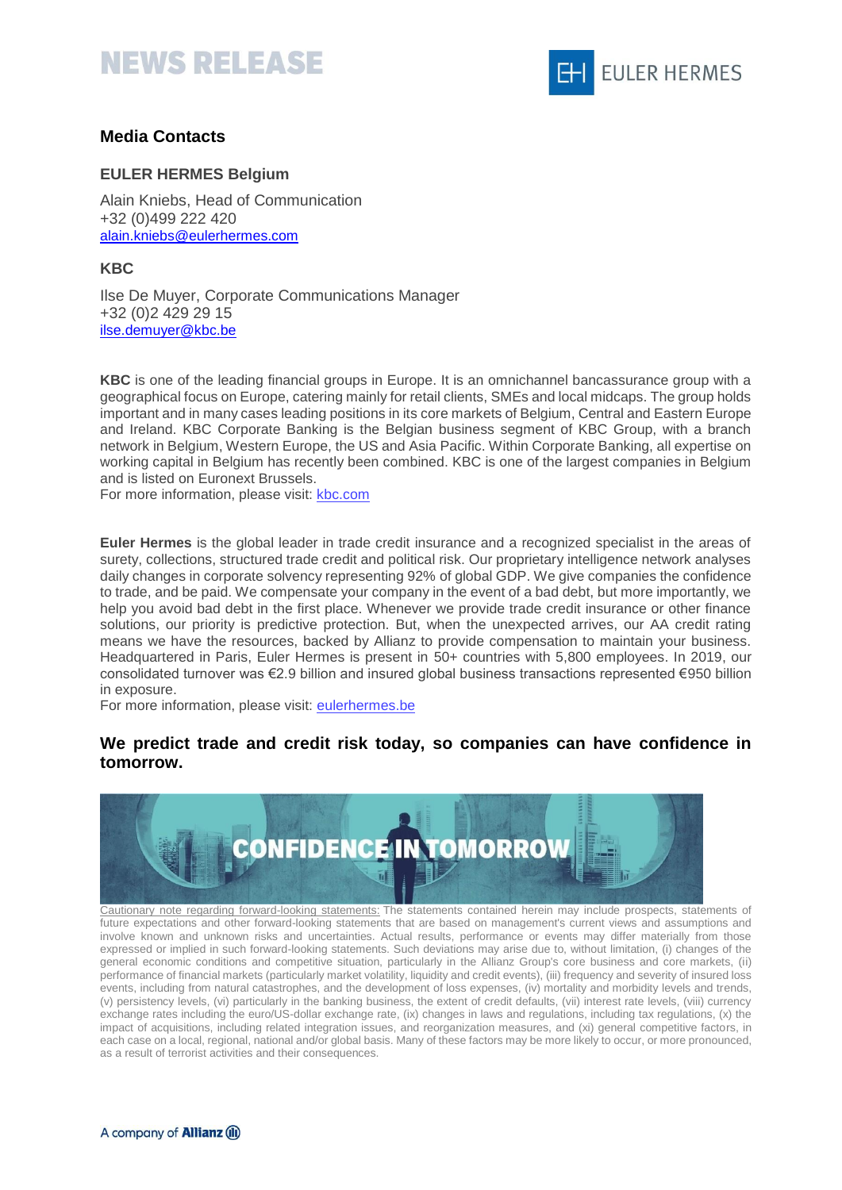# NEWS RELEASE

### Media Contacts

**EULER HERMES Belgium**

Alain Kniebs, Head of Communication
+32 (0)499 222 420
alain.kniebs@eulerhermes.com

**KBC**

Ilse De Muyer, Corporate Communications Manager
+32 (0)2 429 29 15
ilse.demuyer@kbc.be

**KBC** is one of the leading financial groups in Europe. It is an omnichannel bancassurance group with a geographical focus on Europe, catering mainly for retail clients, SMEs and local midcaps. The group holds important and in many cases leading positions in its core markets of Belgium, Central and Eastern Europe and Ireland. KBC Corporate Banking is the Belgian business segment of KBC Group, with a branch network in Belgium, Western Europe, the US and Asia Pacific. Within Corporate Banking, all expertise on working capital in Belgium has recently been combined. KBC is one of the largest companies in Belgium and is listed on Euronext Brussels.
For more information, please visit: kbc.com

**Euler Hermes** is the global leader in trade credit insurance and a recognized specialist in the areas of surety, collections, structured trade credit and political risk. Our proprietary intelligence network analyses daily changes in corporate solvency representing 92% of global GDP. We give companies the confidence to trade, and be paid. We compensate your company in the event of a bad debt, but more importantly, we help you avoid bad debt in the first place. Whenever we provide trade credit insurance or other finance solutions, our priority is predictive protection. But, when the unexpected arrives, our AA credit rating means we have the resources, backed by Allianz to provide compensation to maintain your business. Headquartered in Paris, Euler Hermes is present in 50+ countries with 5,800 employees. In 2019, our consolidated turnover was €2.9 billion and insured global business transactions represented €950 billion in exposure.
For more information, please visit: eulerhermes.be

**We predict trade and credit risk today, so companies can have confidence in tomorrow.**

CONFIDENCE IN TOMORROW

Cautionary note regarding forward-looking statements: The statements contained herein may include prospects, statements of future expectations and other forward-looking statements that are based on management's current views and assumptions and involve known and unknown risks and uncertainties. Actual results, performance or events may differ materially from those expressed or implied in such forward-looking statements. Such deviations may arise due to, without limitation, (i) changes of the general economic conditions and competitive situation, particularly in the Allianz Group's core business and core markets, (ii) performance of financial markets (particularly market volatility, liquidity and credit events), (iii) frequency and severity of insured loss events, including from natural catastrophes, and the development of loss expenses, (iv) mortality and morbidity levels and trends, (v) persistency levels, (vi) particularly in the banking business, the extent of credit defaults, (vii) interest rate levels, (viii) currency exchange rates including the euro/US-dollar exchange rate, (ix) changes in laws and regulations, including tax regulations, (x) the impact of acquisitions, including related integration issues, and reorganization measures, and (xi) general competitive factors, in each case on a local, regional, national and/or global basis. Many of these factors may be more likely to occur, or more pronounced, as a result of terrorist activities and their consequences.

A company of Allianz